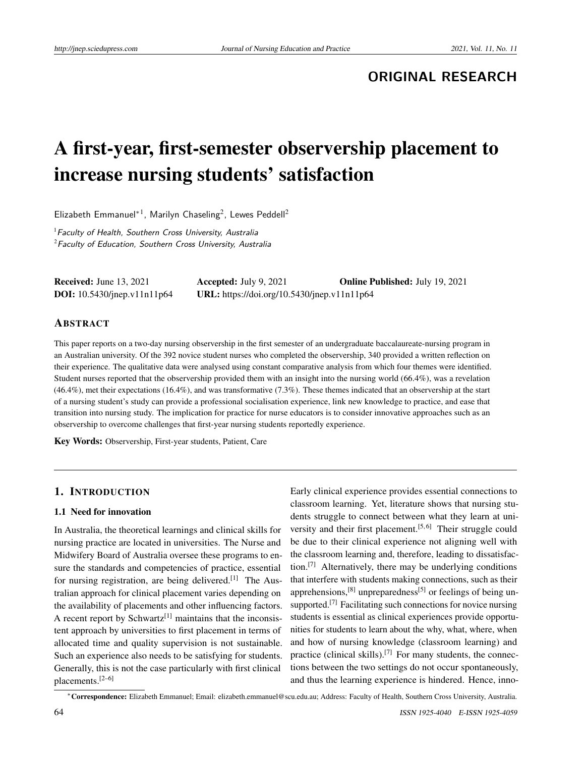**ORIGINAL RESEARCH**

# A first-year, first-semester observership placement to increase nursing students' satisfaction

Elizabeth Emmanuel*[1], Marilyn Chaseling[2], Lewes Peddell[2]

[1] *Faculty of Health, Southern Cross University, Australia*
[2] *Faculty of Education, Southern Cross University, Australia*

**Received:** June 13, 2021 **Accepted:** July 9, 2021 **Online Published:** July 19, 2021
**DOI:** 10.5430/jnep.v11n11p64 **URL:** https://doi.org/10.5430/jnep.v11n11p64

## ABSTRACT

This paper reports on a two-day nursing observership in the first semester of an undergraduate baccalaureate-nursing program in an Australian university. Of the 392 novice student nurses who completed the observership, 340 provided a written reflection on their experience. The qualitative data were analysed using constant comparative analysis from which four themes were identified. Student nurses reported that the observership provided them with an insight into the nursing world (66.4%), was a revelation (46.4%), met their expectations (16.4%), and was transformative (7.3%). These themes indicated that an observership at the start of a nursing student's study can provide a professional socialisation experience, link new knowledge to practice, and ease that transition into nursing study. The implication for practice for nurse educators is to consider innovative approaches such as an observership to overcome challenges that first-year nursing students reportedly experience.

**Key Words:** Observership, First-year students, Patient, Care

## 1. INTRODUCTION

### 1.1 Need for innovation

In Australia, the theoretical learnings and clinical skills for nursing practice are located in universities. The Nurse and Midwifery Board of Australia oversee these programs to ensure the standards and competencies of practice, essential for nursing registration, are being delivered.[1] The Australian approach for clinical placement varies depending on the availability of placements and other influencing factors. A recent report by Schwartz[1] maintains that the inconsistent approach by universities to first placement in terms of allocated time and quality supervision is not sustainable. Such an experience also needs to be satisfying for students. Generally, this is not the case particularly with first clinical placements.[2–6]

Early clinical experience provides essential connections to classroom learning. Yet, literature shows that nursing students struggle to connect between what they learn at university and their first placement.[5,6] Their struggle could be due to their clinical experience not aligning well with the classroom learning and, therefore, leading to dissatisfaction.[7] Alternatively, there may be underlying conditions that interfere with students making connections, such as their apprehensions,[8] unpreparedness[5] or feelings of being unsupported.[7] Facilitating such connections for novice nursing students is essential as clinical experiences provide opportunities for students to learn about the why, what, where, when and how of nursing knowledge (classroom learning) and practice (clinical skills).[7] For many students, the connections between the two settings do not occur spontaneously, and thus the learning experience is hindered. Hence, inno-

*Correspondence: Elizabeth Emmanuel; Email: elizabeth.emmanuel@scu.edu.au; Address: Faculty of Health, Southern Cross University, Australia.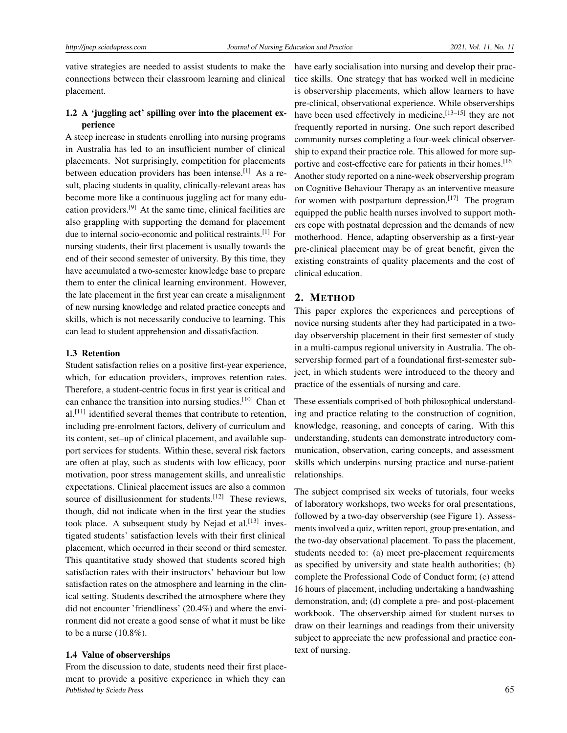vative strategies are needed to assist students to make the connections between their classroom learning and clinical placement.

### 1.2 A 'juggling act' spilling over into the placement experience

A steep increase in students enrolling into nursing programs in Australia has led to an insufficient number of clinical placements. Not surprisingly, competition for placements between education providers has been intense.[1] As a result, placing students in quality, clinically-relevant areas has become more like a continuous juggling act for many education providers.[9] At the same time, clinical facilities are also grappling with supporting the demand for placement due to internal socio-economic and political restraints.[1] For nursing students, their first placement is usually towards the end of their second semester of university. By this time, they have accumulated a two-semester knowledge base to prepare them to enter the clinical learning environment. However, the late placement in the first year can create a misalignment of new nursing knowledge and related practice concepts and skills, which is not necessarily conducive to learning. This can lead to student apprehension and dissatisfaction.

### 1.3 Retention

Student satisfaction relies on a positive first-year experience, which, for education providers, improves retention rates. Therefore, a student-centric focus in first year is critical and can enhance the transition into nursing studies.[10] Chan et al.[11] identified several themes that contribute to retention, including pre-enrolment factors, delivery of curriculum and its content, set–up of clinical placement, and available support services for students. Within these, several risk factors are often at play, such as students with low efficacy, poor motivation, poor stress management skills, and unrealistic expectations. Clinical placement issues are also a common source of disillusionment for students.[12] These reviews, though, did not indicate when in the first year the studies took place. A subsequent study by Nejad et al.[13] investigated students' satisfaction levels with their first clinical placement, which occurred in their second or third semester. This quantitative study showed that students scored high satisfaction rates with their instructors' behaviour but low satisfaction rates on the atmosphere and learning in the clinical setting. Students described the atmosphere where they did not encounter 'friendliness' (20.4%) and where the environment did not create a good sense of what it must be like to be a nurse (10.8%).

### 1.4 Value of observerships

From the discussion to date, students need their first placement to provide a positive experience in which they can have early socialisation into nursing and develop their practice skills. One strategy that has worked well in medicine is observership placements, which allow learners to have pre-clinical, observational experience. While observerships have been used effectively in medicine,[13–15] they are not frequently reported in nursing. One such report described community nurses completing a four-week clinical observership to expand their practice role. This allowed for more supportive and cost-effective care for patients in their homes.[16] Another study reported on a nine-week observership program on Cognitive Behaviour Therapy as an interventive measure for women with postpartum depression.[17] The program equipped the public health nurses involved to support mothers cope with postnatal depression and the demands of new motherhood. Hence, adapting observership as a first-year pre-clinical placement may be of great benefit, given the existing constraints of quality placements and the cost of clinical education.

## 2. METHOD

This paper explores the experiences and perceptions of novice nursing students after they had participated in a two-day observership placement in their first semester of study in a multi-campus regional university in Australia. The observership formed part of a foundational first-semester subject, in which students were introduced to the theory and practice of the essentials of nursing and care.

These essentials comprised of both philosophical understanding and practice relating to the construction of cognition, knowledge, reasoning, and concepts of caring. With this understanding, students can demonstrate introductory communication, observation, caring concepts, and assessment skills which underpins nursing practice and nurse-patient relationships.

The subject comprised six weeks of tutorials, four weeks of laboratory workshops, two weeks for oral presentations, followed by a two-day observership (see Figure 1). Assessments involved a quiz, written report, group presentation, and the two-day observational placement. To pass the placement, students needed to: (a) meet pre-placement requirements as specified by university and state health authorities; (b) complete the Professional Code of Conduct form; (c) attend 16 hours of placement, including undertaking a handwashing demonstration, and; (d) complete a pre- and post-placement workbook. The observership aimed for student nurses to draw on their learnings and readings from their university subject to appreciate the new professional and practice context of nursing.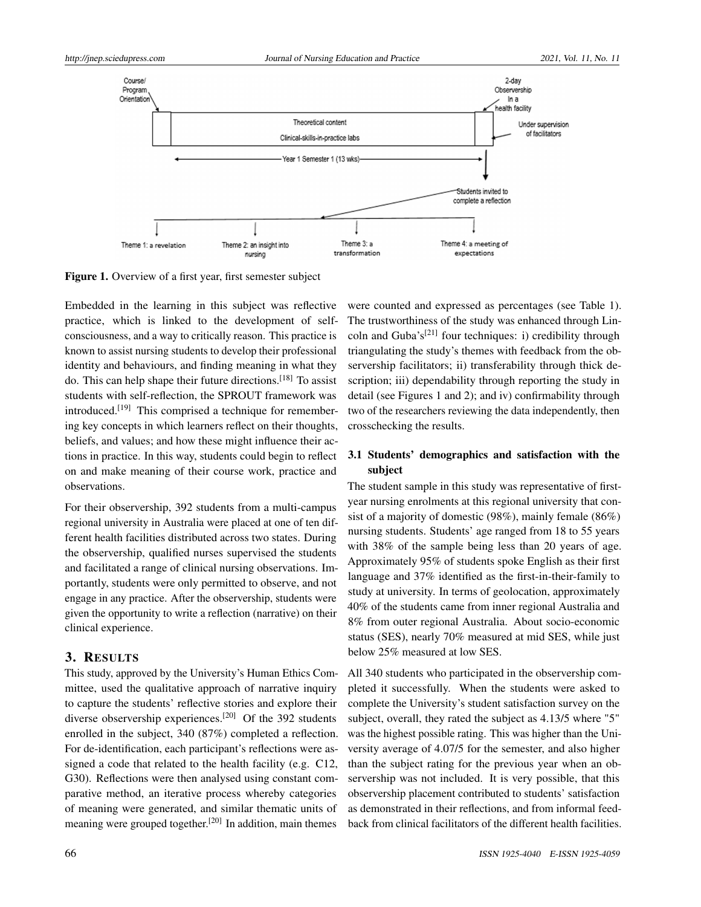Figure 1. Overview of a first year, first semester subject

Embedded in the learning in this subject was reflective practice, which is linked to the development of self-consciousness, and a way to critically reason. This practice is known to assist nursing students to develop their professional identity and behaviours, and finding meaning in what they do. This can help shape their future directions.[18] To assist students with self-reflection, the SPROUT framework was introduced.[19] This comprised a technique for remembering key concepts in which learners reflect on their thoughts, beliefs, and values; and how these might influence their actions in practice. In this way, students could begin to reflect on and make meaning of their course work, practice and observations.

For their observership, 392 students from a multi-campus regional university in Australia were placed at one of ten different health facilities distributed across two states. During the observership, qualified nurses supervised the students and facilitated a range of clinical nursing observations. Importantly, students were only permitted to observe, and not engage in any practice. After the observership, students were given the opportunity to write a reflection (narrative) on their clinical experience.

## 3. Results

This study, approved by the University's Human Ethics Committee, used the qualitative approach of narrative inquiry to capture the students' reflective stories and explore their diverse observership experiences.[20] Of the 392 students enrolled in the subject, 340 (87%) completed a reflection. For de-identification, each participant's reflections were assigned a code that related to the health facility (e.g. C12, G30). Reflections were then analysed using constant comparative method, an iterative process whereby categories of meaning were generated, and similar thematic units of meaning were grouped together.[20] In addition, main themes were counted and expressed as percentages (see Table 1). The trustworthiness of the study was enhanced through Lincoln and Guba's[21] four techniques: i) credibility through triangulating the study's themes with feedback from the observership facilitators; ii) transferability through thick description; iii) dependability through reporting the study in detail (see Figures 1 and 2); and iv) confirmability through two of the researchers reviewing the data independently, then crosschecking the results.

### 3.1 Students' demographics and satisfaction with the subject

The student sample in this study was representative of first-year nursing enrolments at this regional university that consist of a majority of domestic (98%), mainly female (86%) nursing students. Students' age ranged from 18 to 55 years with 38% of the sample being less than 20 years of age. Approximately 95% of students spoke English as their first language and 37% identified as the first-in-their-family to study at university. In terms of geolocation, approximately 40% of the students came from inner regional Australia and 8% from outer regional Australia. About socio-economic status (SES), nearly 70% measured at mid SES, while just below 25% measured at low SES.

All 340 students who participated in the observership completed it successfully. When the students were asked to complete the University's student satisfaction survey on the subject, overall, they rated the subject as 4.13/5 where "5" was the highest possible rating. This was higher than the University average of 4.07/5 for the semester, and also higher than the subject rating for the previous year when an observership was not included. It is very possible, that this observership placement contributed to students' satisfaction as demonstrated in their reflections, and from informal feedback from clinical facilitators of the different health facilities.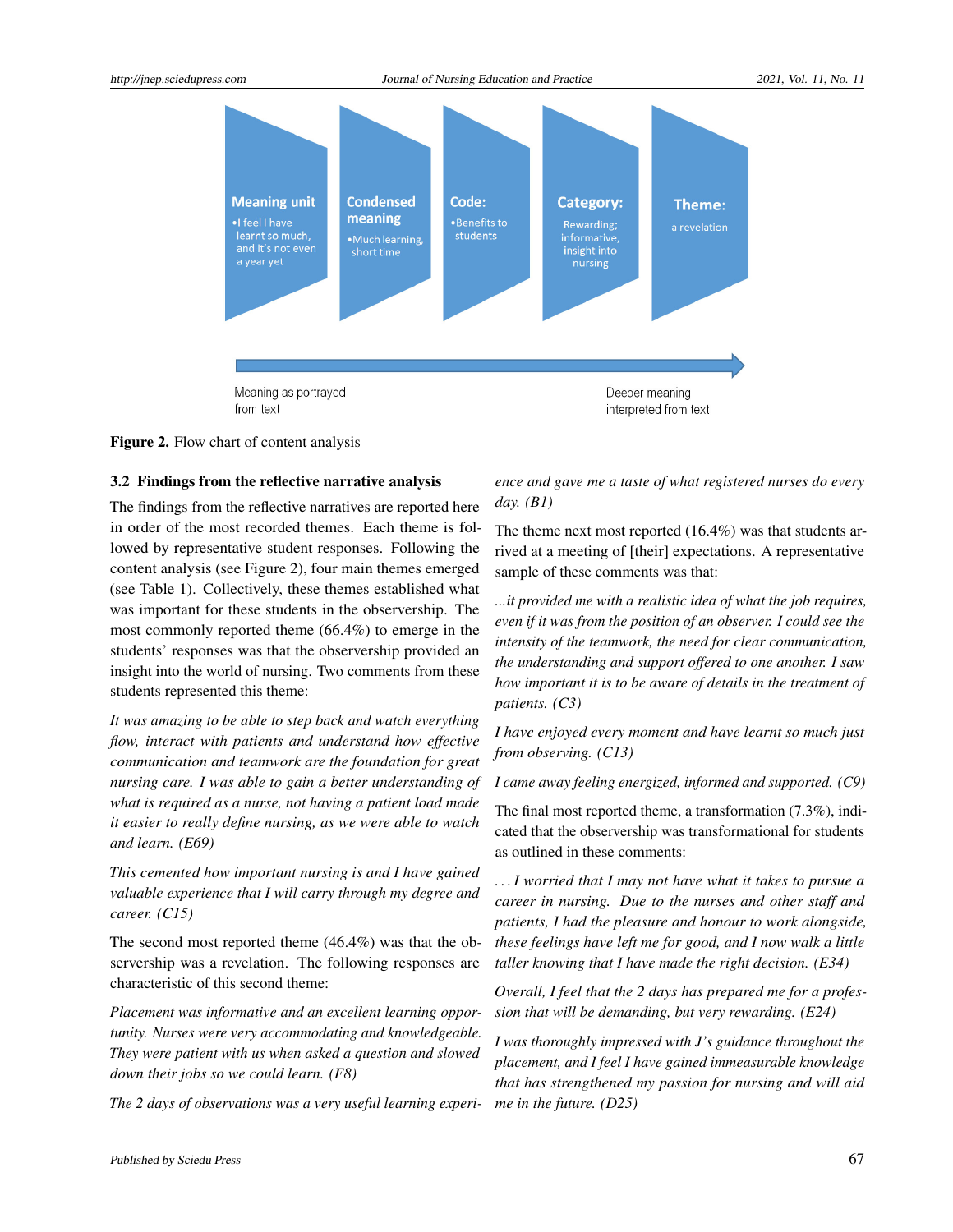Meaning unit
•I feel I have learnt so much, and it's not even a year yet

Condensed meaning
•Much learning, short time

Code:
•Benefits to students

Category:
Rewarding; informative, insight into nursing

Theme:
a revelation

Meaning as portrayed from text → Deeper meaning interpreted from text

**Figure 2.** Flow chart of content analysis

### 3.2 Findings from the reflective narrative analysis

The findings from the reflective narratives are reported here in order of the most recorded themes. Each theme is followed by representative student responses. Following the content analysis (see Figure 2), four main themes emerged (see Table 1). Collectively, these themes established what was important for these students in the observership. The most commonly reported theme (66.4%) to emerge in the students' responses was that the observership provided an insight into the world of nursing. Two comments from these students represented this theme:

*It was amazing to be able to step back and watch everything flow, interact with patients and understand how effective communication and teamwork are the foundation for great nursing care. I was able to gain a better understanding of what is required as a nurse, not having a patient load made it easier to really define nursing, as we were able to watch and learn. (E69)*

*This cemented how important nursing is and I have gained valuable experience that I will carry through my degree and career. (C15)*

The second most reported theme (46.4%) was that the observership was a revelation. The following responses are characteristic of this second theme:

*Placement was informative and an excellent learning opportunity. Nurses were very accommodating and knowledgeable. They were patient with us when asked a question and slowed down their jobs so we could learn. (F8)*

*The 2 days of observations was a very useful learning experience and gave me a taste of what registered nurses do every day. (B1)*

The theme next most reported (16.4%) was that students arrived at a meeting of [their] expectations. A representative sample of these comments was that:

*...it provided me with a realistic idea of what the job requires, even if it was from the position of an observer. I could see the intensity of the teamwork, the need for clear communication, the understanding and support offered to one another. I saw how important it is to be aware of details in the treatment of patients. (C3)*

*I have enjoyed every moment and have learnt so much just from observing. (C13)*

*I came away feeling energized, informed and supported. (C9)*

The final most reported theme, a transformation (7.3%), indicated that the observership was transformational for students as outlined in these comments:

*...I worried that I may not have what it takes to pursue a career in nursing. Due to the nurses and other staff and patients, I had the pleasure and honour to work alongside, these feelings have left me for good, and I now walk a little taller knowing that I have made the right decision. (E34)*

*Overall, I feel that the 2 days has prepared me for a profession that will be demanding, but very rewarding. (E24)*

*I was thoroughly impressed with J's guidance throughout the placement, and I feel I have gained immeasurable knowledge that has strengthened my passion for nursing and will aid me in the future. (D25)*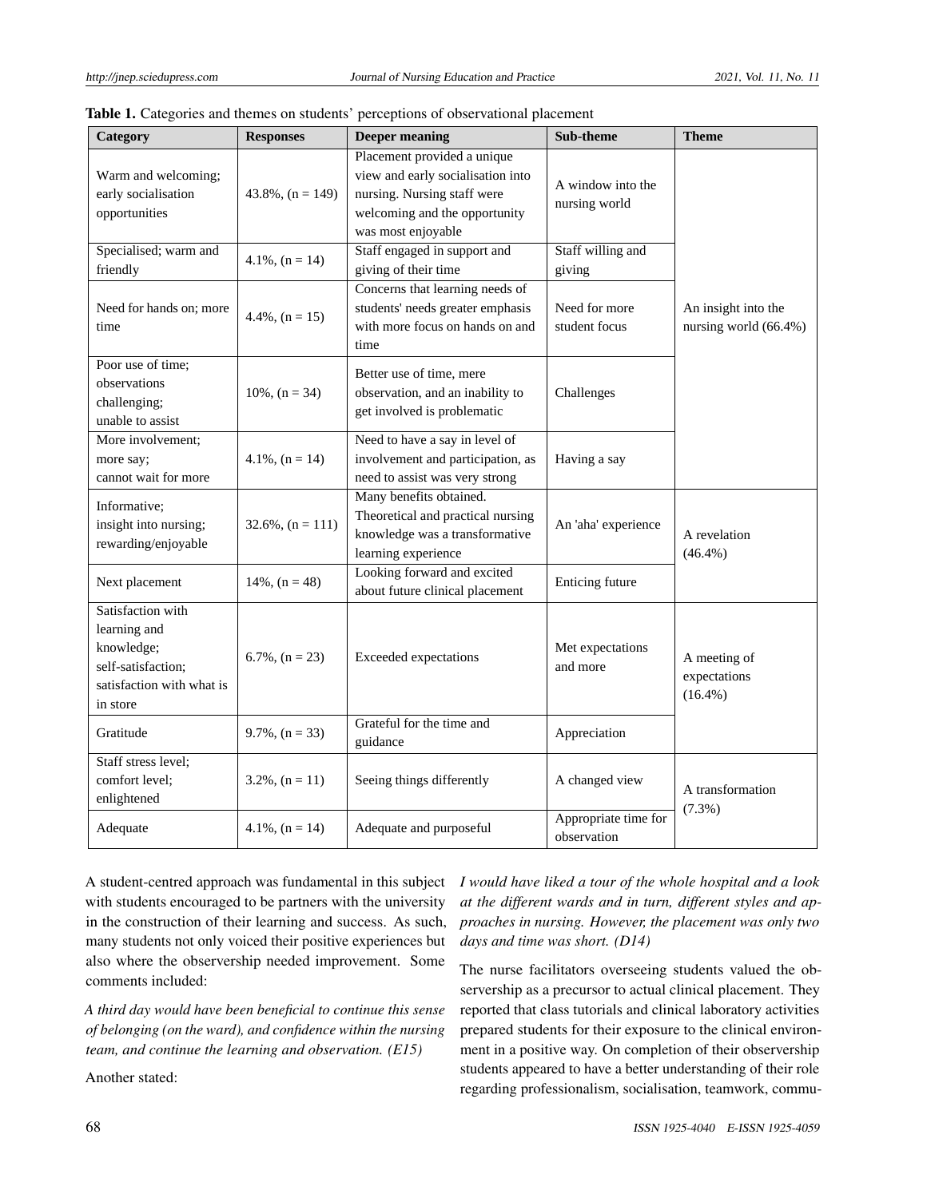**Table 1.** Categories and themes on students' perceptions of observational placement

| Category | Responses | Deeper meaning | Sub-theme | Theme |
|---|---|---|---|---|
| Warm and welcoming; early socialisation opportunities | 43.8%, (n = 149) | Placement provided a unique view and early socialisation into nursing. Nursing staff were welcoming and the opportunity was most enjoyable | A window into the nursing world | An insight into the nursing world (66.4%) |
| Specialised; warm and friendly | 4.1%, (n = 14) | Staff engaged in support and giving of their time | Staff willing and giving | |
| Need for hands on; more time | 4.4%, (n = 15) | Concerns that learning needs of students' needs greater emphasis with more focus on hands on and time | Need for more student focus | |
| Poor use of time; observations challenging; unable to assist | 10%, (n = 34) | Better use of time, mere observation, and an inability to get involved is problematic | Challenges | |
| More involvement; more say; cannot wait for more | 4.1%, (n = 14) | Need to have a say in level of involvement and participation, as need to assist was very strong | Having a say | |
| Informative; insight into nursing; rewarding/enjoyable | 32.6%, (n = 111) | Many benefits obtained. Theoretical and practical nursing knowledge was a transformative learning experience | An 'aha' experience | A revelation (46.4%) |
| Next placement | 14%, (n = 48) | Looking forward and excited about future clinical placement | Enticing future | |
| Satisfaction with learning and knowledge; self-satisfaction; satisfaction with what is in store | 6.7%, (n = 23) | Exceeded expectations | Met expectations and more | A meeting of expectations (16.4%) |
| Gratitude | 9.7%, (n = 33) | Grateful for the time and guidance | Appreciation | |
| Staff stress level; comfort level; enlightened | 3.2%, (n = 11) | Seeing things differently | A changed view | A transformation (7.3%) |
| Adequate | 4.1%, (n = 14) | Adequate and purposeful | Appropriate time for observation | |

A student-centred approach was fundamental in this subject with students encouraged to be partners with the university in the construction of their learning and success. As such, many students not only voiced their positive experiences but also where the observership needed improvement. Some comments included:

*A third day would have been beneficial to continue this sense of belonging (on the ward), and confidence within the nursing team, and continue the learning and observation. (E15)*

Another stated:

*I would have liked a tour of the whole hospital and a look at the different wards and in turn, different styles and approaches in nursing. However, the placement was only two days and time was short. (D14)*

The nurse facilitators overseeing students valued the observership as a precursor to actual clinical placement. They reported that class tutorials and clinical laboratory activities prepared students for their exposure to the clinical environment in a positive way. On completion of their observership students appeared to have a better understanding of their role regarding professionalism, socialisation, teamwork, commu-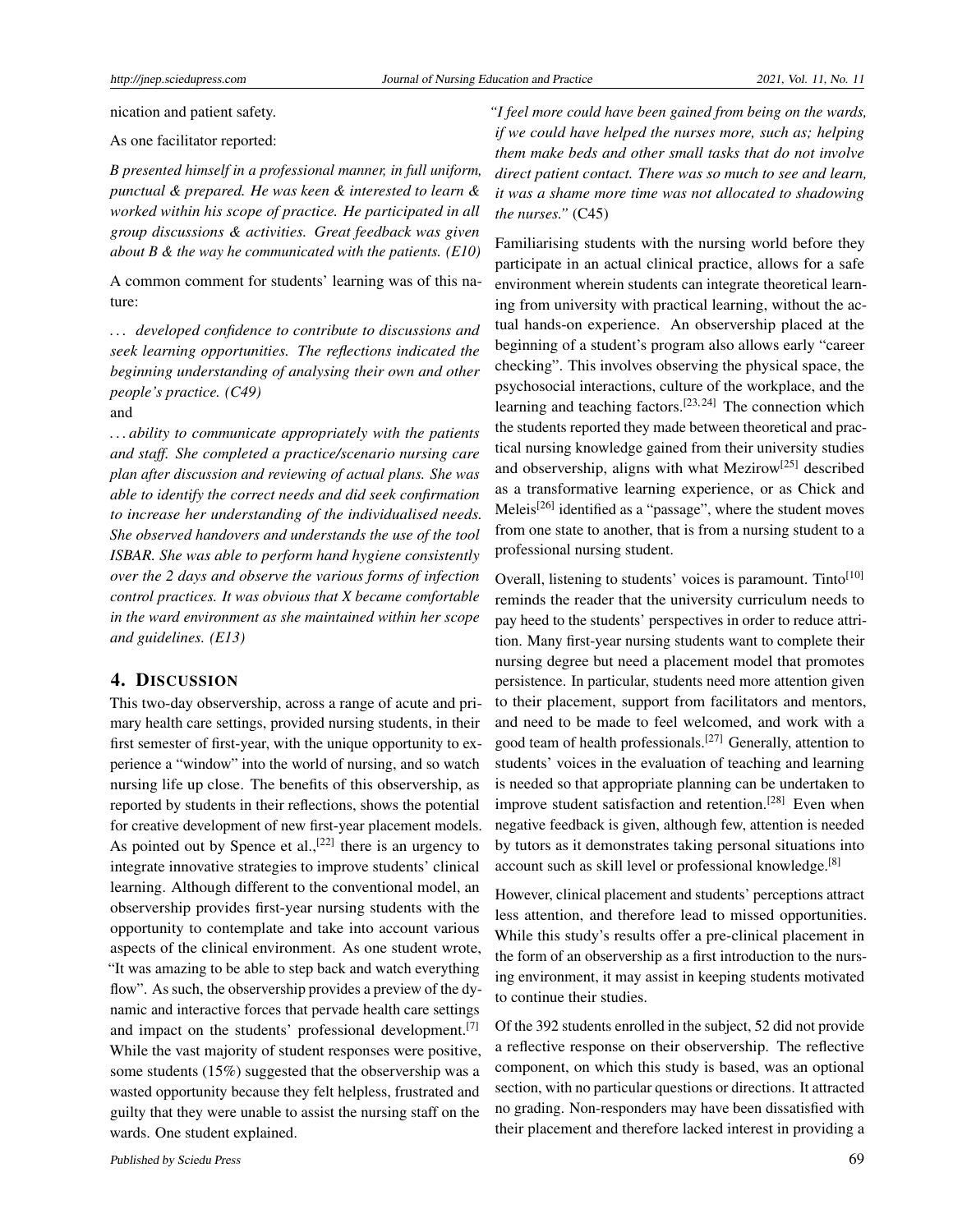nication and patient safety.

As one facilitator reported:

*B presented himself in a professional manner, in full uniform, punctual & prepared. He was keen & interested to learn & worked within his scope of practice. He participated in all group discussions & activities. Great feedback was given about B & the way he communicated with the patients. (E10)*

A common comment for students' learning was of this nature:

*. . . developed confidence to contribute to discussions and seek learning opportunities. The reflections indicated the beginning understanding of analysing their own and other people's practice. (C49)*

and

*. . . ability to communicate appropriately with the patients and staff. She completed a practice/scenario nursing care plan after discussion and reviewing of actual plans. She was able to identify the correct needs and did seek confirmation to increase her understanding of the individualised needs. She observed handovers and understands the use of the tool ISBAR. She was able to perform hand hygiene consistently over the 2 days and observe the various forms of infection control practices. It was obvious that X became comfortable in the ward environment as she maintained within her scope and guidelines. (E13)*

## 4. DISCUSSION

This two-day observership, across a range of acute and primary health care settings, provided nursing students, in their first semester of first-year, with the unique opportunity to experience a "window" into the world of nursing, and so watch nursing life up close. The benefits of this observership, as reported by students in their reflections, shows the potential for creative development of new first-year placement models. As pointed out by Spence et al.,[22] there is an urgency to integrate innovative strategies to improve students' clinical learning. Although different to the conventional model, an observership provides first-year nursing students with the opportunity to contemplate and take into account various aspects of the clinical environment. As one student wrote, "It was amazing to be able to step back and watch everything flow". As such, the observership provides a preview of the dynamic and interactive forces that pervade health care settings and impact on the students' professional development.[7] While the vast majority of student responses were positive, some students (15%) suggested that the observership was a wasted opportunity because they felt helpless, frustrated and guilty that they were unable to assist the nursing staff on the wards. One student explained.

*"I feel more could have been gained from being on the wards, if we could have helped the nurses more, such as; helping them make beds and other small tasks that do not involve direct patient contact. There was so much to see and learn, it was a shame more time was not allocated to shadowing the nurses."* (C45)

Familiarising students with the nursing world before they participate in an actual clinical practice, allows for a safe environment wherein students can integrate theoretical learning from university with practical learning, without the actual hands-on experience. An observership placed at the beginning of a student's program also allows early "career checking". This involves observing the physical space, the psychosocial interactions, culture of the workplace, and the learning and teaching factors.[23,24] The connection which the students reported they made between theoretical and practical nursing knowledge gained from their university studies and observership, aligns with what Mezirow[25] described as a transformative learning experience, or as Chick and Meleis[26] identified as a "passage", where the student moves from one state to another, that is from a nursing student to a professional nursing student.

Overall, listening to students' voices is paramount. Tinto[10] reminds the reader that the university curriculum needs to pay heed to the students' perspectives in order to reduce attrition. Many first-year nursing students want to complete their nursing degree but need a placement model that promotes persistence. In particular, students need more attention given to their placement, support from facilitators and mentors, and need to be made to feel welcomed, and work with a good team of health professionals.[27] Generally, attention to students' voices in the evaluation of teaching and learning is needed so that appropriate planning can be undertaken to improve student satisfaction and retention.[28] Even when negative feedback is given, although few, attention is needed by tutors as it demonstrates taking personal situations into account such as skill level or professional knowledge.[8]

However, clinical placement and students' perceptions attract less attention, and therefore lead to missed opportunities. While this study's results offer a pre-clinical placement in the form of an observership as a first introduction to the nursing environment, it may assist in keeping students motivated to continue their studies.

Of the 392 students enrolled in the subject, 52 did not provide a reflective response on their observership. The reflective component, on which this study is based, was an optional section, with no particular questions or directions. It attracted no grading. Non-responders may have been dissatisfied with their placement and therefore lacked interest in providing a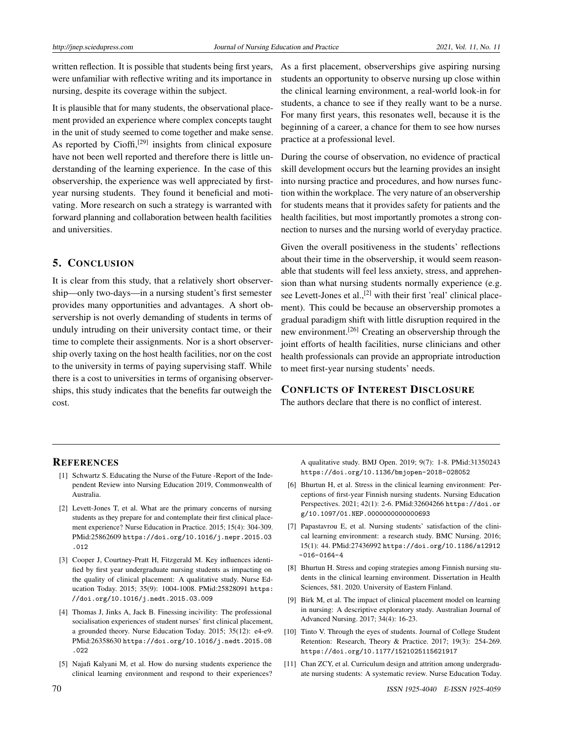written reflection. It is possible that students being first years, were unfamiliar with reflective writing and its importance in nursing, despite its coverage within the subject.

It is plausible that for many students, the observational placement provided an experience where complex concepts taught in the unit of study seemed to come together and make sense. As reported by Cioffi,[29] insights from clinical exposure have not been well reported and therefore there is little understanding of the learning experience. In the case of this observership, the experience was well appreciated by first-year nursing students. They found it beneficial and motivating. More research on such a strategy is warranted with forward planning and collaboration between health facilities and universities.

## 5. Conclusion

It is clear from this study, that a relatively short observership—only two-days—in a nursing student's first semester provides many opportunities and advantages. A short observership is not overly demanding of students in terms of unduly intruding on their university contact time, or their time to complete their assignments. Nor is a short observership overly taxing on the host health facilities, nor on the cost to the university in terms of paying supervising staff. While there is a cost to universities in terms of organising observerships, this study indicates that the benefits far outweigh the cost.

As a first placement, observerships give aspiring nursing students an opportunity to observe nursing up close within the clinical learning environment, a real-world look-in for students, a chance to see if they really want to be a nurse. For many first years, this resonates well, because it is the beginning of a career, a chance for them to see how nurses practice at a professional level.

During the course of observation, no evidence of practical skill development occurs but the learning provides an insight into nursing practice and procedures, and how nurses function within the workplace. The very nature of an observership for students means that it provides safety for patients and the health facilities, but most importantly promotes a strong connection to nurses and the nursing world of everyday practice.

Given the overall positiveness in the students' reflections about their time in the observership, it would seem reasonable that students will feel less anxiety, stress, and apprehension than what nursing students normally experience (e.g. see Levett-Jones et al.,[2] with their first 'real' clinical placement). This could be because an observership promotes a gradual paradigm shift with little disruption required in the new environment.[26] Creating an observership through the joint efforts of health facilities, nurse clinicians and other health professionals can provide an appropriate introduction to meet first-year nursing students' needs.

## Conflicts of Interest Disclosure

The authors declare that there is no conflict of interest.

## References

[1] Schwartz S. Educating the Nurse of the Future -Report of the Independent Review into Nursing Education 2019, Commonwealth of Australia.

[2] Levett-Jones T, et al. What are the primary concerns of nursing students as they prepare for and contemplate their first clinical placement experience? Nurse Education in Practice. 2015; 15(4): 304-309. PMid:25862609 https://doi.org/10.1016/j.nepr.2015.03.012

[3] Cooper J, Courtney-Pratt H, Fitzgerald M. Key influences identified by first year undergraduate nursing students as impacting on the quality of clinical placement: A qualitative study. Nurse Education Today. 2015; 35(9): 1004-1008. PMid:25828091 https://doi.org/10.1016/j.nedt.2015.03.009

[4] Thomas J, Jinks A, Jack B. Finessing incivility: The professional socialisation experiences of student nurses' first clinical placement, a grounded theory. Nurse Education Today. 2015; 35(12): e4-e9. PMid:26358630 https://doi.org/10.1016/j.nedt.2015.08.022

[5] Najafi Kalyani M, et al. How do nursing students experience the clinical learning environment and respond to their experiences? A qualitative study. BMJ Open. 2019; 9(7): 1-8. PMid:31350243 https://doi.org/10.1136/bmjopen-2018-028052

[6] Bhurtun H, et al. Stress in the clinical learning environment: Perceptions of first-year Finnish nursing students. Nursing Education Perspectives. 2021; 42(1): 2-6. PMid:32604266 https://doi.org/10.1097/01.NEP.0000000000000693

[7] Papastavrou E, et al. Nursing students' satisfaction of the clinical learning environment: a research study. BMC Nursing. 2016; 15(1): 44. PMid:27436992 https://doi.org/10.1186/s12912-016-0164-4

[8] Bhurtun H. Stress and coping strategies among Finnish nursing students in the clinical learning environment. Dissertation in Health Sciences, 581. 2020. University of Eastern Finland.

[9] Birk M, et al. The impact of clinical placement model on learning in nursing: A descriptive exploratory study. Australian Journal of Advanced Nursing. 2017; 34(4): 16-23.

[10] Tinto V. Through the eyes of students. Journal of College Student Retention: Research, Theory & Practice. 2017; 19(3): 254-269. https://doi.org/10.1177/1521025115621917

[11] Chan ZCY, et al. Curriculum design and attrition among undergraduate nursing students: A systematic review. Nurse Education Today.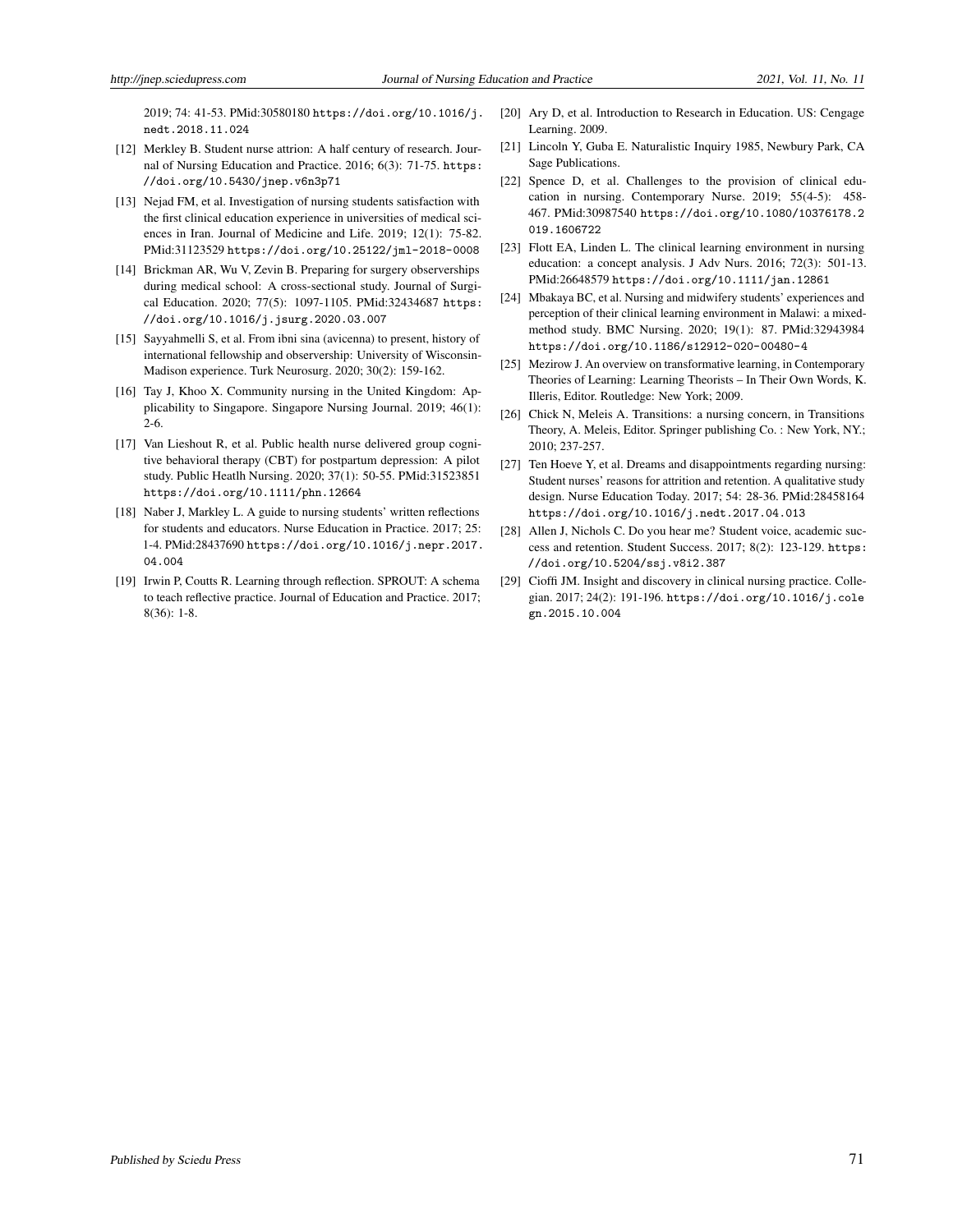2019; 74: 41-53. PMid:30580180 https://doi.org/10.1016/j.nedt.2018.11.024

[12] Merkley B. Student nurse attrion: A half century of research. Journal of Nursing Education and Practice. 2016; 6(3): 71-75. https://doi.org/10.5430/jnep.v6n3p71

[13] Nejad FM, et al. Investigation of nursing students satisfaction with the first clinical education experience in universities of medical sciences in Iran. Journal of Medicine and Life. 2019; 12(1): 75-82. PMid:31123529 https://doi.org/10.25122/jml-2018-0008

[14] Brickman AR, Wu V, Zevin B. Preparing for surgery observerships during medical school: A cross-sectional study. Journal of Surgical Education. 2020; 77(5): 1097-1105. PMid:32434687 https://doi.org/10.1016/j.jsurg.2020.03.007

[15] Sayyahmelli S, et al. From ibni sina (avicenna) to present, history of international fellowship and observership: University of Wisconsin-Madison experience. Turk Neurosurg. 2020; 30(2): 159-162.

[16] Tay J, Khoo X. Community nursing in the United Kingdom: Applicability to Singapore. Singapore Nursing Journal. 2019; 46(1): 2-6.

[17] Van Lieshout R, et al. Public health nurse delivered group cognitive behavioral therapy (CBT) for postpartum depression: A pilot study. Public Heatlh Nursing. 2020; 37(1): 50-55. PMid:31523851 https://doi.org/10.1111/phn.12664

[18] Naber J, Markley L. A guide to nursing students' written reflections for students and educators. Nurse Education in Practice. 2017; 25: 1-4. PMid:28437690 https://doi.org/10.1016/j.nepr.2017.04.004

[19] Irwin P, Coutts R. Learning through reflection. SPROUT: A schema to teach reflective practice. Journal of Education and Practice. 2017; 8(36): 1-8.

[20] Ary D, et al. Introduction to Research in Education. US: Cengage Learning. 2009.

[21] Lincoln Y, Guba E. Naturalistic Inquiry 1985, Newbury Park, CA Sage Publications.

[22] Spence D, et al. Challenges to the provision of clinical education in nursing. Contemporary Nurse. 2019; 55(4-5): 458-467. PMid:30987540 https://doi.org/10.1080/10376178.2019.1606722

[23] Flott EA, Linden L. The clinical learning environment in nursing education: a concept analysis. J Adv Nurs. 2016; 72(3): 501-13. PMid:26648579 https://doi.org/10.1111/jan.12861

[24] Mbakaya BC, et al. Nursing and midwifery students' experiences and perception of their clinical learning environment in Malawi: a mixed-method study. BMC Nursing. 2020; 19(1): 87. PMid:32943984 https://doi.org/10.1186/s12912-020-00480-4

[25] Mezirow J. An overview on transformative learning, in Contemporary Theories of Learning: Learning Theorists – In Their Own Words, K. Illeris, Editor. Routledge: New York; 2009.

[26] Chick N, Meleis A. Transitions: a nursing concern, in Transitions Theory, A. Meleis, Editor. Springer publishing Co. : New York, NY.; 2010; 237-257.

[27] Ten Hoeve Y, et al. Dreams and disappointments regarding nursing: Student nurses' reasons for attrition and retention. A qualitative study design. Nurse Education Today. 2017; 54: 28-36. PMid:28458164 https://doi.org/10.1016/j.nedt.2017.04.013

[28] Allen J, Nichols C. Do you hear me? Student voice, academic success and retention. Student Success. 2017; 8(2): 123-129. https://doi.org/10.5204/ssj.v8i2.387

[29] Cioffi JM. Insight and discovery in clinical nursing practice. Collegian. 2017; 24(2): 191-196. https://doi.org/10.1016/j.colegn.2015.10.004